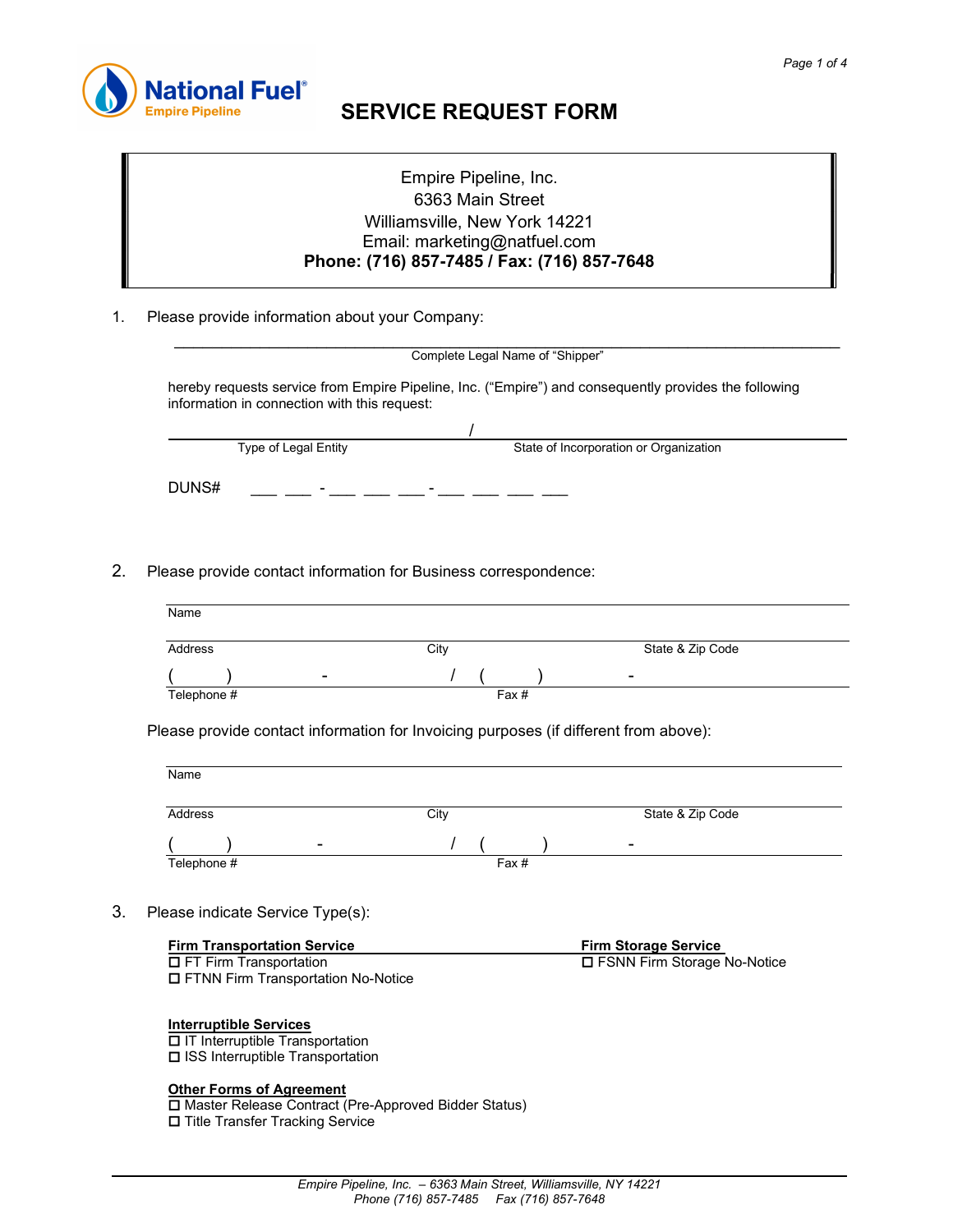# SERVICE REQUEST FORM

Empire Pipeline, Inc.
6363 Main Street
Williamsville, New York 14221
Email: marketing@natfuel.com
**Phone: (716) 857-7485 / Fax: (716) 857-7648**

1. Please provide information about your Company:

_______________________________________________
Complete Legal Name of "Shipper"

hereby requests service from Empire Pipeline, Inc. ("Empire") and consequently provides the following information in connection with this request:

_______________________ / _______________________
Type of Legal Entity / State of Incorporation or Organization

DUNS# ___ ___ - ___ ___ ___ - ___ ___ ___ ___

2. Please provide contact information for Business correspondence:

Name

Address | City | State & Zip Code

( ) - / ( ) -
Telephone # | Fax #

Please provide contact information for Invoicing purposes (if different from above):

Name

Address | City | State & Zip Code

( ) - / ( ) -
Telephone # | Fax #

3. Please indicate Service Type(s):

**Firm Transportation Service**
- ☐ FT Firm Transportation
- ☐ FTNN Firm Transportation No-Notice

**Firm Storage Service**
- ☐ FSNN Firm Storage No-Notice

**Interruptible Services**
- ☐ IT Interruptible Transportation
- ☐ ISS Interruptible Transportation

**Other Forms of Agreement**
- ☐ Master Release Contract (Pre-Approved Bidder Status)
- ☐ Title Transfer Tracking Service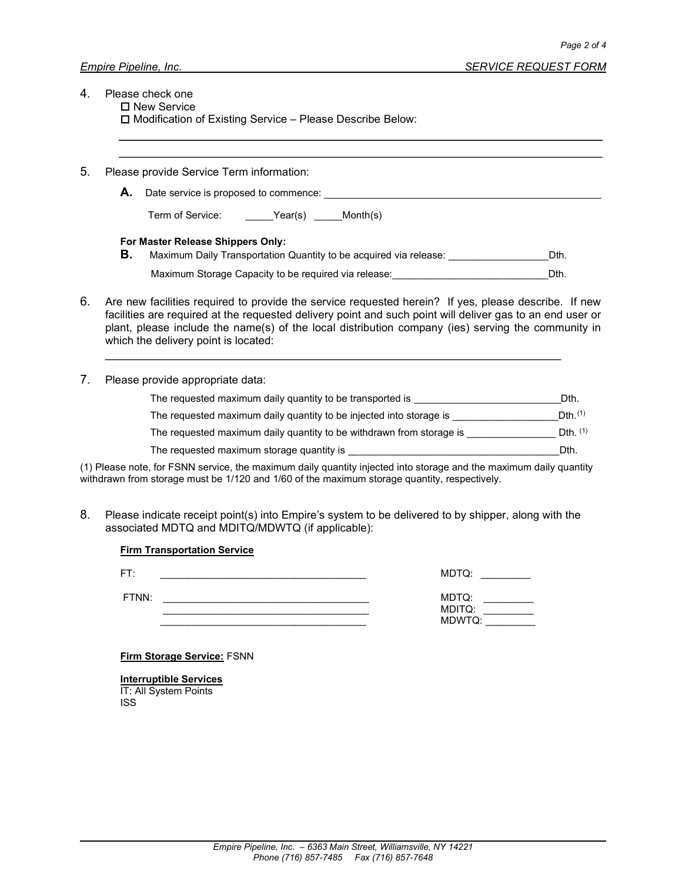4. Please check one

   ☐ New Service

   ☐ Modification of Existing Service – Please Describe Below:

   ______________________________________________________________________

   ______________________________________________________________________

5. Please provide Service Term information:

   **A.** Date service is proposed to commence: ______________________________________

   Term of Service: _____Year(s) _____Month(s)

   **For Master Release Shippers Only:**

   **B.** Maximum Daily Transportation Quantity to be acquired via release: _________________Dth.

   Maximum Storage Capacity to be required via release:____________________________Dth.

6. Are new facilities required to provide the service requested herein? If yes, please describe. If new facilities are required at the requested delivery point and such point will deliver gas to an end user or plant, please include the name(s) of the local distribution company (ies) serving the community in which the delivery point is located:

   ______________________________________________________________________

7. Please provide appropriate data:

   The requested maximum daily quantity to be transported is ___________________________Dth.

   The requested maximum daily quantity to be injected into storage is ___________________Dth.[1]

   The requested maximum daily quantity to be withdrawn from storage is ________________ Dth. [1]

   The requested maximum storage quantity is ______________________________________Dth.

(1) Please note, for FSNN service, the maximum daily quantity injected into storage and the maximum daily quantity withdrawn from storage must be 1/120 and 1/60 of the maximum storage quantity, respectively.

8. Please indicate receipt point(s) into Empire's system to be delivered to by shipper, along with the associated MDTQ and MDITQ/MDWTQ (if applicable):

   **Firm Transportation Service**

   FT: ____________________________________ MDTQ: _________

   FTNN: ____________________________________ MDTQ: _________

   ____________________________________ MDITQ: _________

   ____________________________________ MDWTQ: _________

   **Firm Storage Service:** FSNN

   **Interruptible Services**

   IT: All System Points

   ISS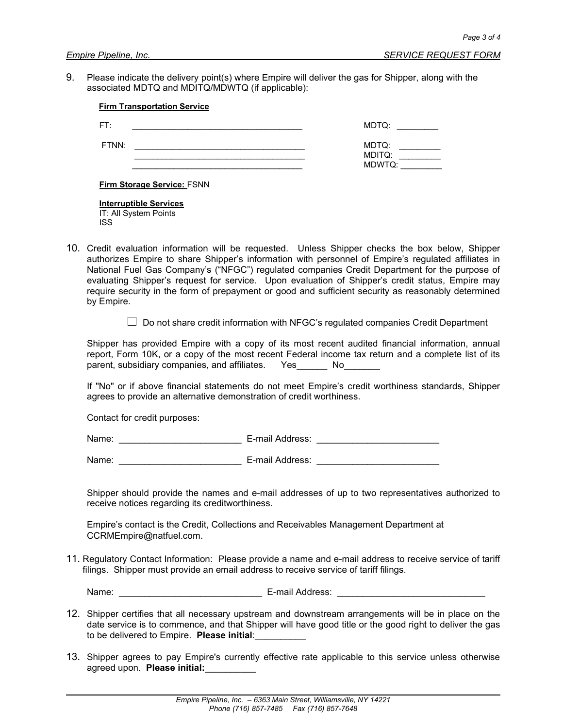9. Please indicate the delivery point(s) where Empire will deliver the gas for Shipper, along with the associated MDTQ and MDITQ/MDWTQ (if applicable):

**Firm Transportation Service**

FT: ____________________________________ MDTQ: _________

FTNN: ____________________________________ MDTQ: _________
____________________________________ MDITQ: _________
____________________________________ MDWTQ: _________

**Firm Storage Service:** FSNN

**Interruptible Services**
IT: All System Points
ISS

10. Credit evaluation information will be requested. Unless Shipper checks the box below, Shipper authorizes Empire to share Shipper's information with personnel of Empire's regulated affiliates in National Fuel Gas Company's ("NFGC") regulated companies Credit Department for the purpose of evaluating Shipper's request for service. Upon evaluation of Shipper's credit status, Empire may require security in the form of prepayment or good and sufficient security as reasonably determined by Empire.

☐ Do not share credit information with NFGC's regulated companies Credit Department

Shipper has provided Empire with a copy of its most recent audited financial information, annual report, Form 10K, or a copy of the most recent Federal income tax return and a complete list of its parent, subsidiary companies, and affiliates. Yes______ No_______

If "No" or if above financial statements do not meet Empire's credit worthiness standards, Shipper agrees to provide an alternative demonstration of credit worthiness.

Contact for credit purposes:

Name: ________________________ E-mail Address: ________________________

Name: ________________________ E-mail Address: ________________________

Shipper should provide the names and e-mail addresses of up to two representatives authorized to receive notices regarding its creditworthiness.

Empire's contact is the Credit, Collections and Receivables Management Department at CCRMEmpire@natfuel.com.

11. Regulatory Contact Information: Please provide a name and e-mail address to receive service of tariff filings. Shipper must provide an email address to receive service of tariff filings.

Name: ____________________________ E-mail Address: _____________________________

12. Shipper certifies that all necessary upstream and downstream arrangements will be in place on the date service is to commence, and that Shipper will have good title or the good right to deliver the gas to be delivered to Empire. **Please initial**:__________

13. Shipper agrees to pay Empire's currently effective rate applicable to this service unless otherwise agreed upon. **Please initial:**__________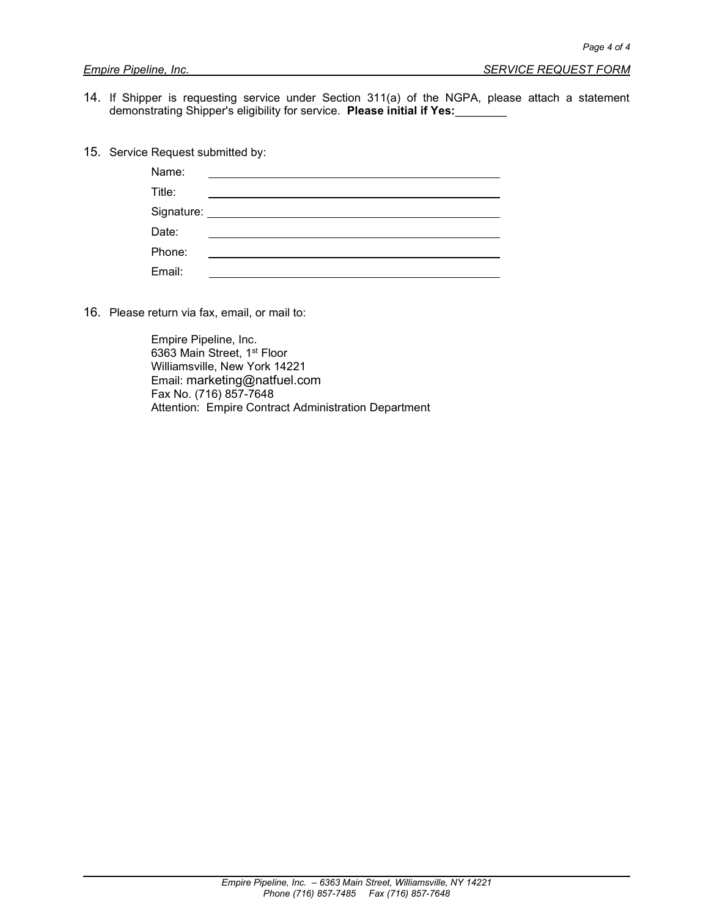14. If Shipper is requesting service under Section 311(a) of the NGPA, please attach a statement demonstrating Shipper's eligibility for service. **Please initial if Yes:**________

15. Service Request submitted by:

    Name: ______________________________

    Title: ______________________________

    Signature: ______________________________

    Date: ______________________________

    Phone: ______________________________

    Email: ______________________________

16. Please return via fax, email, or mail to:

    Empire Pipeline, Inc.
    6363 Main Street, 1st Floor
    Williamsville, New York 14221
    Email: marketing@natfuel.com
    Fax No. (716) 857-7648
    Attention: Empire Contract Administration Department